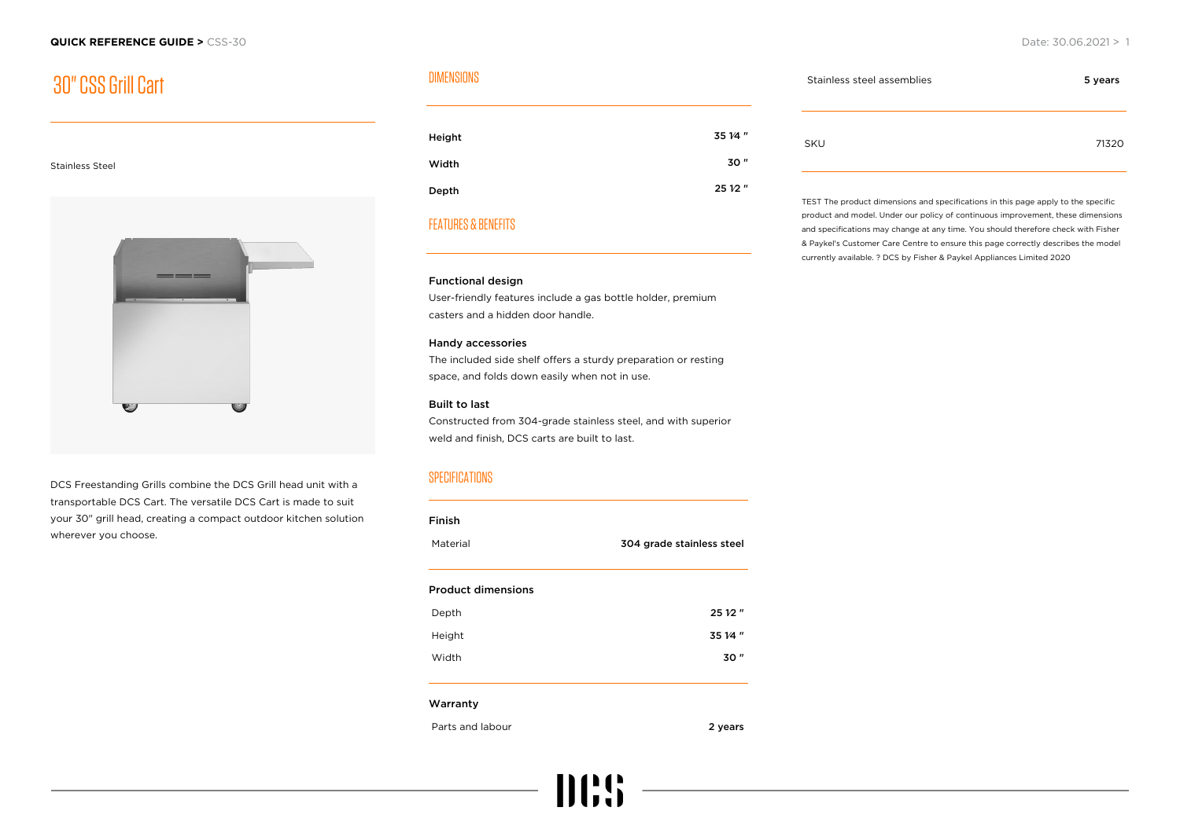# 30" CSS Grill Cart

Stainless Steel

DCS Freestanding Grills combine the DCS Grill head unit with a transportable DCS Cart. The versatile DCS Cart is made to suit your 30" grill head, creating a compact outdoor kitchen solution wherever you choose.

## DIMENSIONS

| | |
|---|---|
| **Height** | **35 1⁄4 "** |
| **Width** | **30 "** |
| **Depth** | **25 1⁄2 "** |

## FEATURES & BENEFITS

**Functional design**
User-friendly features include a gas bottle holder, premium casters and a hidden door handle.

**Handy accessories**
The included side shelf offers a sturdy preparation or resting space, and folds down easily when not in use.

**Built to last**
Constructed from 304-grade stainless steel, and with superior weld and finish, DCS carts are built to last.

## SPECIFICATIONS

**Finish**

| | |
|---|---|
| Material | **304 grade stainless steel** |

**Product dimensions**

| | |
|---|---|
| Depth | **25 1⁄2 "** |
| Height | **35 1⁄4 "** |
| Width | **30 "** |

**Warranty**

| | |
|---|---|
| Parts and labour | **2 years** |
| Stainless steel assemblies | **5 years** |

| | |
|---|---|
| SKU | 71320 |

TEST The product dimensions and specifications in this page apply to the specific product and model. Under our policy of continuous improvement, these dimensions and specifications may change at any time. You should therefore check with Fisher & Paykel's Customer Care Centre to ensure this page correctly describes the model currently available. ? DCS by Fisher & Paykel Appliances Limited 2020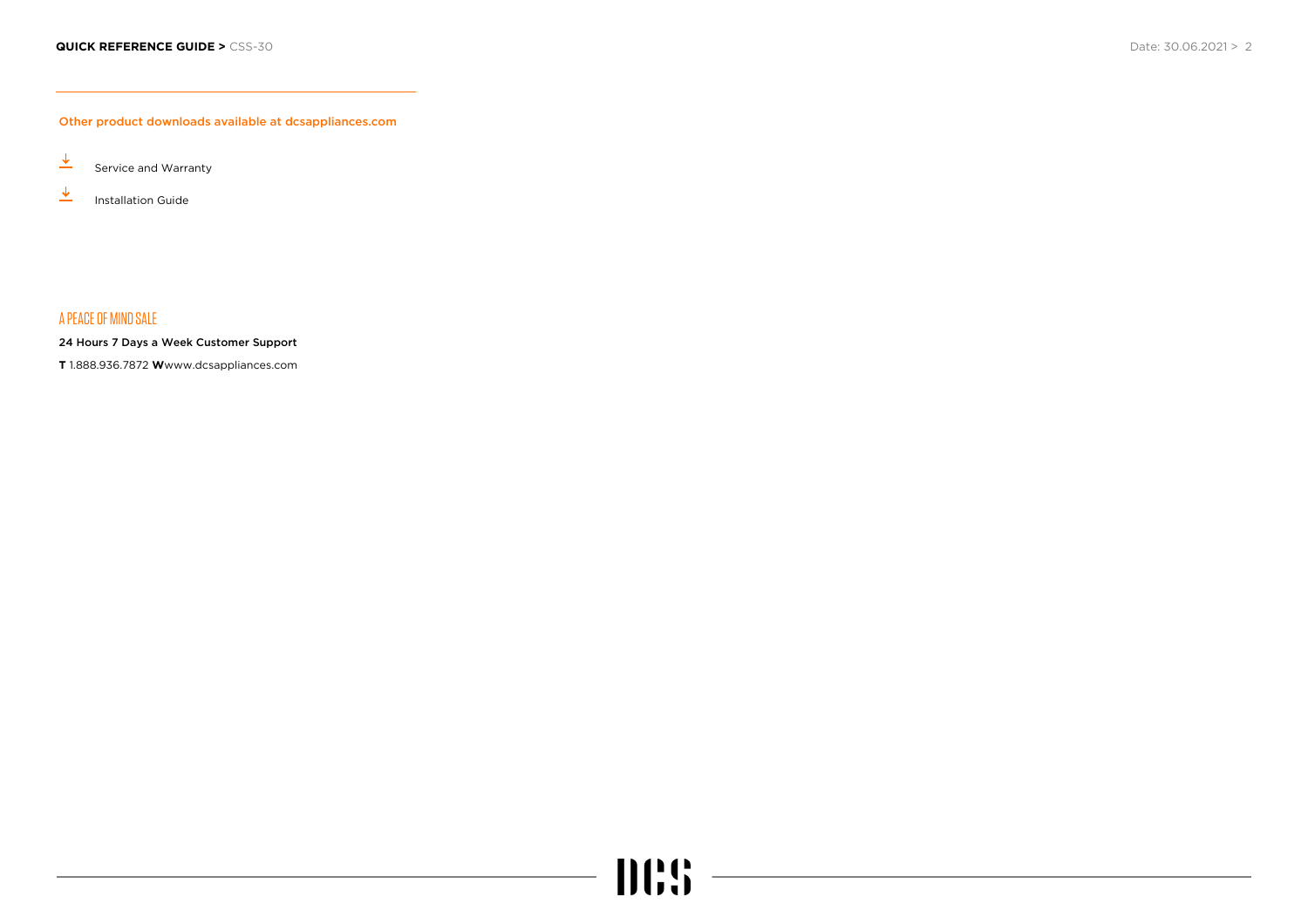Other product downloads available at dcsappliances.com

- Service and Warranty
- Installation Guide

A PEACE OF MIND SALE

**24 Hours 7 Days a Week Customer Support**

**T** 1.888.936.7872 **W**www.dcsappliances.com